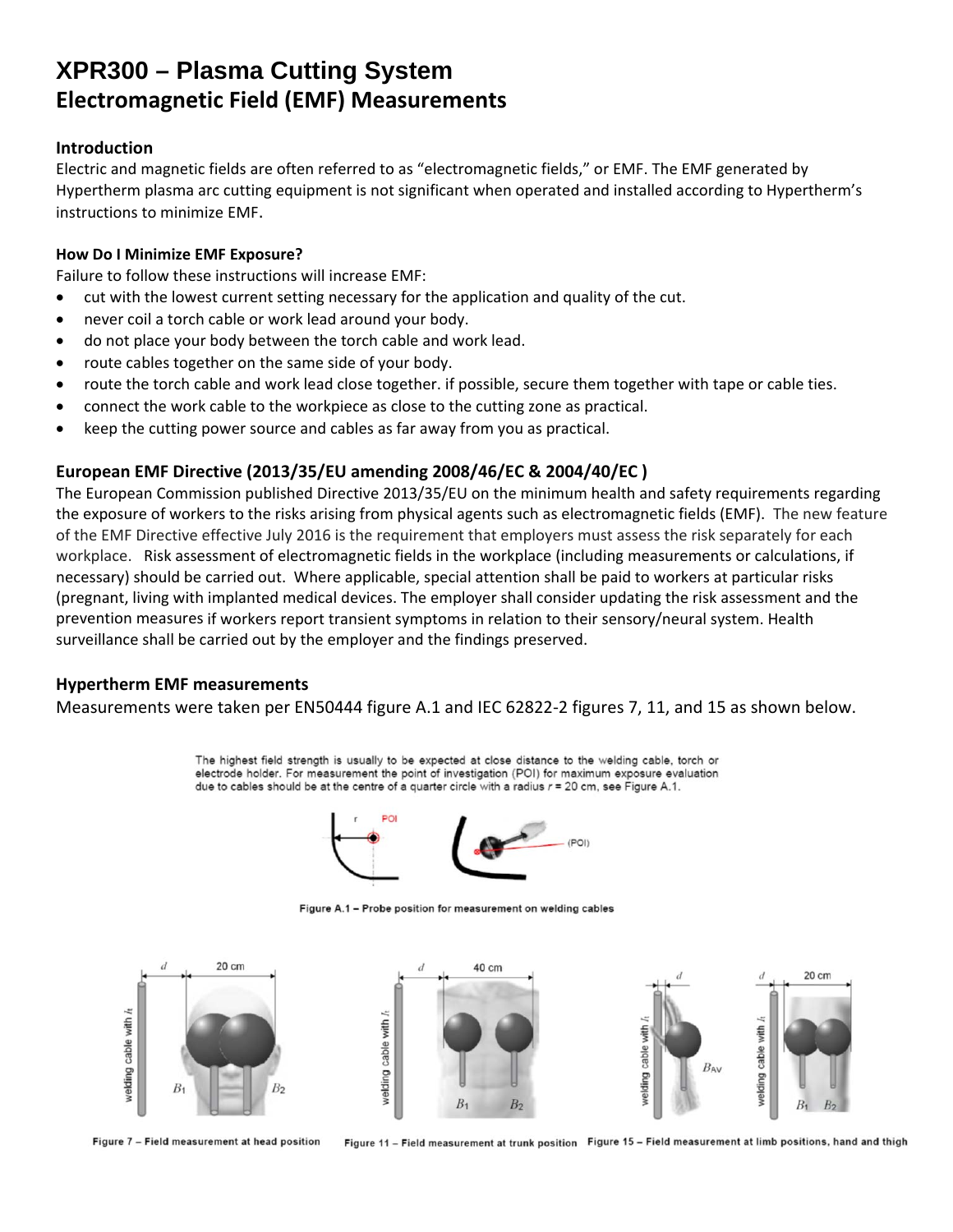# XPR300 – Plasma Cutting System

## Electromagnetic Field (EMF) Measurements

### Introduction

Electric and magnetic fields are often referred to as "electromagnetic fields," or EMF. The EMF generated by Hypertherm plasma arc cutting equipment is not significant when operated and installed according to Hypertherm's instructions to minimize EMF.

#### How Do I Minimize EMF Exposure?

Failure to follow these instructions will increase EMF:

- cut with the lowest current setting necessary for the application and quality of the cut.
- never coil a torch cable or work lead around your body.
- do not place your body between the torch cable and work lead.
- route cables together on the same side of your body.
- route the torch cable and work lead close together. if possible, secure them together with tape or cable ties.
- connect the work cable to the workpiece as close to the cutting zone as practical.
- keep the cutting power source and cables as far away from you as practical.

### European EMF Directive (2013/35/EU amending 2008/46/EC & 2004/40/EC )

The European Commission published Directive 2013/35/EU on the minimum health and safety requirements regarding the exposure of workers to the risks arising from physical agents such as electromagnetic fields (EMF). The new feature of the EMF Directive effective July 2016 is the requirement that employers must assess the risk separately for each workplace. Risk assessment of electromagnetic fields in the workplace (including measurements or calculations, if necessary) should be carried out. Where applicable, special attention shall be paid to workers at particular risks (pregnant, living with implanted medical devices. The employer shall consider updating the risk assessment and the prevention measures if workers report transient symptoms in relation to their sensory/neural system. Health surveillance shall be carried out by the employer and the findings preserved.

### Hypertherm EMF measurements

Measurements were taken per EN50444 figure A.1 and IEC 62822-2 figures 7, 11, and 15 as shown below.

The highest field strength is usually to be expected at close distance to the welding cable, torch or electrode holder. For measurement the point of investigation (POI) for maximum exposure evaluation due to cables should be at the centre of a quarter circle with a radius $r$ = 20 cm, see Figure A.1.

Figure A.1 – Probe position for measurement on welding cables

Figure 7 – Field measurement at head position

Figure 11 – Field measurement at trunk position

Figure 15 – Field measurement at limb positions, hand and thigh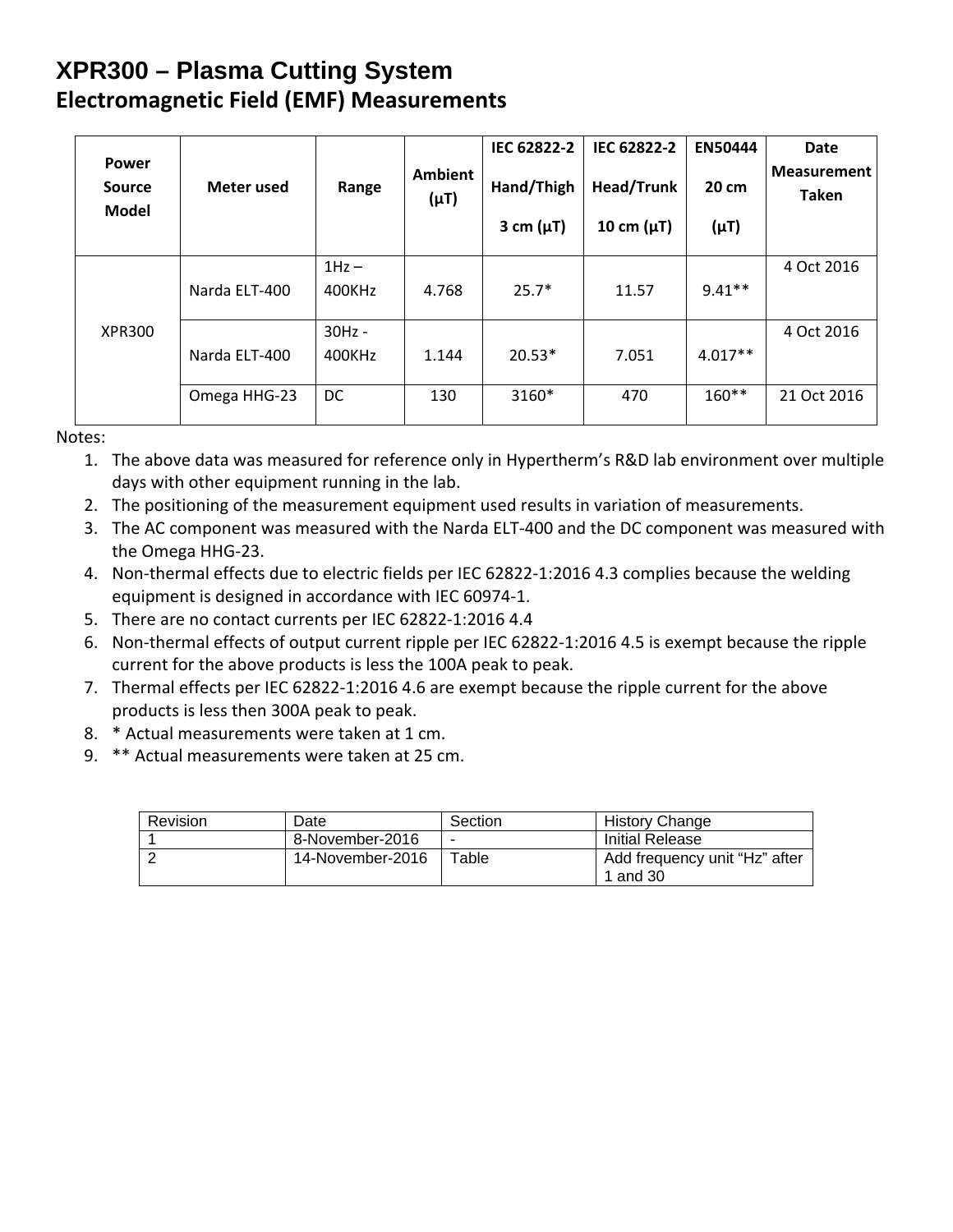# XPR300 – Plasma Cutting System

## Electromagnetic Field (EMF) Measurements

| Power Source Model | Meter used | Range | Ambient (μT) | IEC 62822-2 Hand/Thigh 3 cm (μT) | IEC 62822-2 Head/Trunk 10 cm (μT) | EN50444 20 cm (μT) | Date Measurement Taken |
|---|---|---|---|---|---|---|---|
| XPR300 | Narda ELT-400 | 1Hz – 400KHz | 4.768 | 25.7* | 11.57 | 9.41** | 4 Oct 2016 |
| | Narda ELT-400 | 30Hz - 400KHz | 1.144 | 20.53* | 7.051 | 4.017** | 4 Oct 2016 |
| | Omega HHG-23 | DC | 130 | 3160* | 470 | 160** | 21 Oct 2016 |

Notes:

1. The above data was measured for reference only in Hypertherm's R&D lab environment over multiple days with other equipment running in the lab.
2. The positioning of the measurement equipment used results in variation of measurements.
3. The AC component was measured with the Narda ELT-400 and the DC component was measured with the Omega HHG-23.
4. Non-thermal effects due to electric fields per IEC 62822-1:2016 4.3 complies because the welding equipment is designed in accordance with IEC 60974-1.
5. There are no contact currents per IEC 62822-1:2016 4.4
6. Non-thermal effects of output current ripple per IEC 62822-1:2016 4.5 is exempt because the ripple current for the above products is less the 100A peak to peak.
7. Thermal effects per IEC 62822-1:2016 4.6 are exempt because the ripple current for the above products is less then 300A peak to peak.
8. * Actual measurements were taken at 1 cm.
9. ** Actual measurements were taken at 25 cm.

| Revision | Date | Section | History Change |
|---|---|---|---|
| 1 | 8-November-2016 | - | Initial Release |
| 2 | 14-November-2016 | Table | Add frequency unit "Hz" after 1 and 30 |